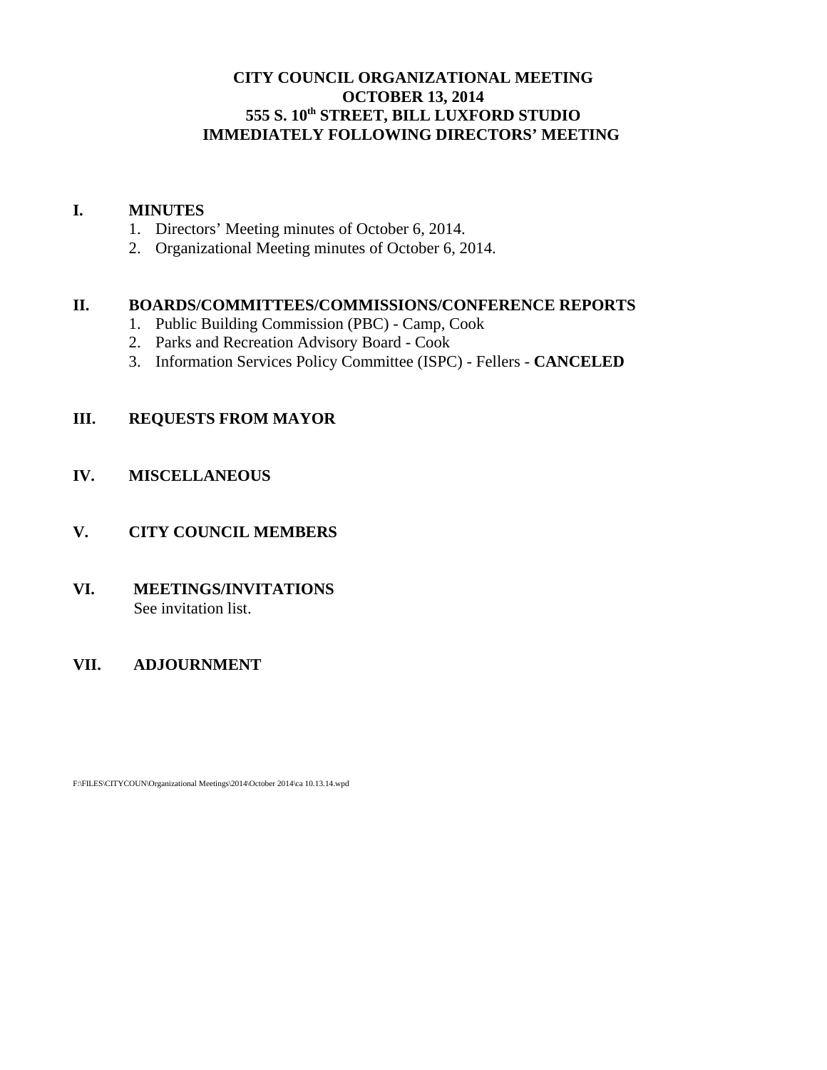# CITY COUNCIL ORGANIZATIONAL MEETING
# OCTOBER 13, 2014
# 555 S. 10th STREET, BILL LUXFORD STUDIO
# IMMEDIATELY FOLLOWING DIRECTORS' MEETING

## I. MINUTES

1. Directors' Meeting minutes of October 6, 2014.
2. Organizational Meeting minutes of October 6, 2014.

## II. BOARDS/COMMITTEES/COMMISSIONS/CONFERENCE REPORTS

1. Public Building Commission (PBC) - Camp, Cook
2. Parks and Recreation Advisory Board - Cook
3. Information Services Policy Committee (ISPC) - Fellers - **CANCELED**

## III. REQUESTS FROM MAYOR

## IV. MISCELLANEOUS

## V. CITY COUNCIL MEMBERS

## VI. MEETINGS/INVITATIONS

See invitation list.

## VII. ADJOURNMENT

F:\FILES\CITYCOUN\Organizational Meetings\2014\October 2014\ca 10.13.14.wpd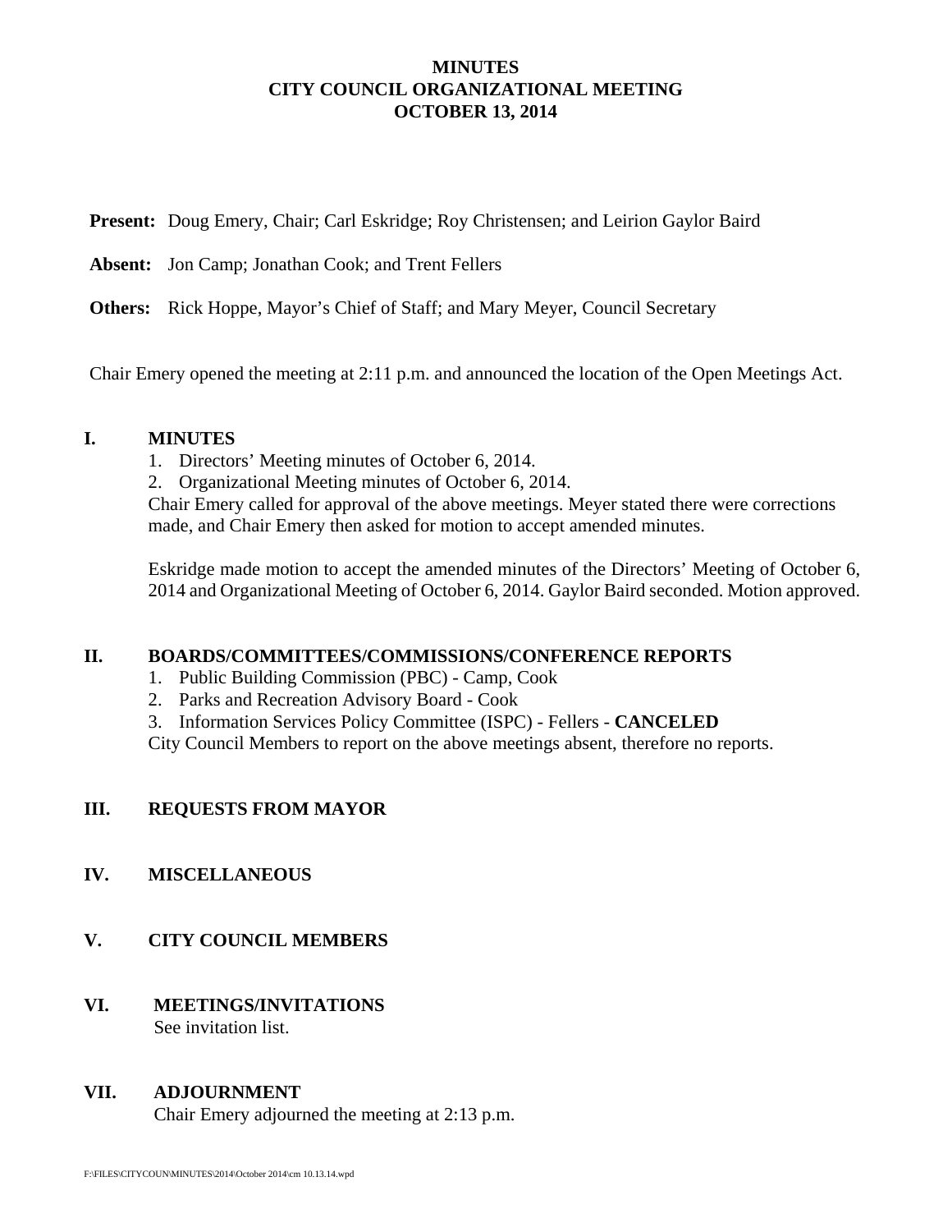# MINUTES
# CITY COUNCIL ORGANIZATIONAL MEETING
# OCTOBER 13, 2014

**Present:** Doug Emery, Chair; Carl Eskridge; Roy Christensen; and Leirion Gaylor Baird

**Absent:** Jon Camp; Jonathan Cook; and Trent Fellers

**Others:** Rick Hoppe, Mayor's Chief of Staff; and Mary Meyer, Council Secretary

Chair Emery opened the meeting at 2:11 p.m. and announced the location of the Open Meetings Act.

## I. MINUTES

1. Directors' Meeting minutes of October 6, 2014.
2. Organizational Meeting minutes of October 6, 2014.

Chair Emery called for approval of the above meetings. Meyer stated there were corrections made, and Chair Emery then asked for motion to accept amended minutes.

Eskridge made motion to accept the amended minutes of the Directors' Meeting of October 6, 2014 and Organizational Meeting of October 6, 2014. Gaylor Baird seconded. Motion approved.

## II. BOARDS/COMMITTEES/COMMISSIONS/CONFERENCE REPORTS

1. Public Building Commission (PBC) - Camp, Cook
2. Parks and Recreation Advisory Board - Cook
3. Information Services Policy Committee (ISPC) - Fellers - **CANCELED**

City Council Members to report on the above meetings absent, therefore no reports.

## III. REQUESTS FROM MAYOR

## IV. MISCELLANEOUS

## V. CITY COUNCIL MEMBERS

## VI. MEETINGS/INVITATIONS

See invitation list.

## VII. ADJOURNMENT

Chair Emery adjourned the meeting at 2:13 p.m.